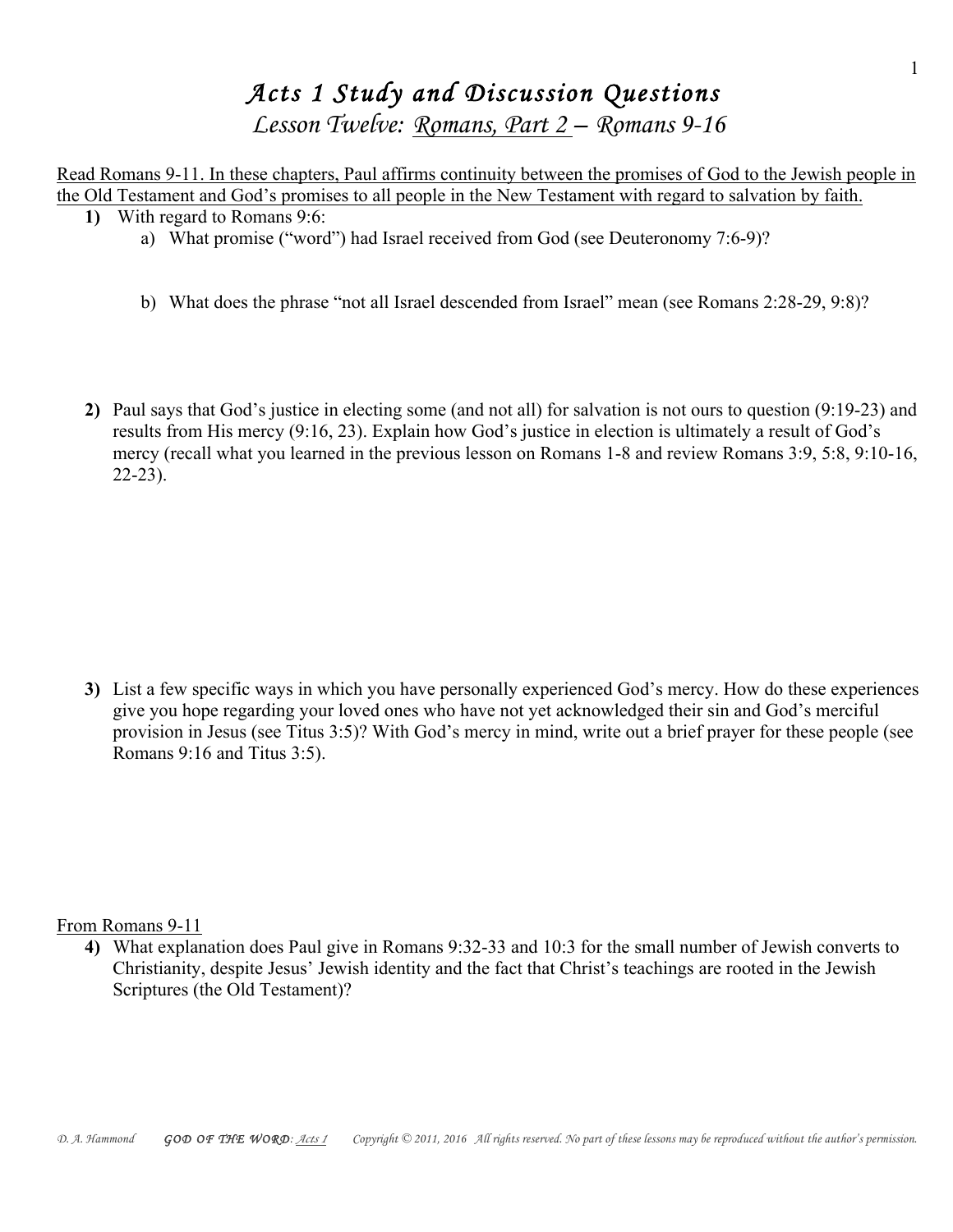# *Acts 1 Study and Discussion Questions*

## *Lesson Twelve: Romans, Part 2 – Romans 9-16*

<u>Read Romans 9-11. In these chapters, Paul affirms continuity between the promises of God to the Jewish people in the Old Testament and God's promises to all people in the New Testament with regard to salvation by faith.</u>

**1)** With regard to Romans 9:6:

a) What promise ("word") had Israel received from God (see Deuteronomy 7:6-9)?

b) What does the phrase "not all Israel descended from Israel" mean (see Romans 2:28-29, 9:8)?

**2)** Paul says that God's justice in electing some (and not all) for salvation is not ours to question (9:19-23) and results from His mercy (9:16, 23). Explain how God's justice in election is ultimately a result of God's mercy (recall what you learned in the previous lesson on Romans 1-8 and review Romans 3:9, 5:8, 9:10-16, 22-23).

**3)** List a few specific ways in which you have personally experienced God's mercy. How do these experiences give you hope regarding your loved ones who have not yet acknowledged their sin and God's merciful provision in Jesus (see Titus 3:5)? With God's mercy in mind, write out a brief prayer for these people (see Romans 9:16 and Titus 3:5).

<u>From Romans 9-11</u>

**4)** What explanation does Paul give in Romans 9:32-33 and 10:3 for the small number of Jewish converts to Christianity, despite Jesus' Jewish identity and the fact that Christ's teachings are rooted in the Jewish Scriptures (the Old Testament)?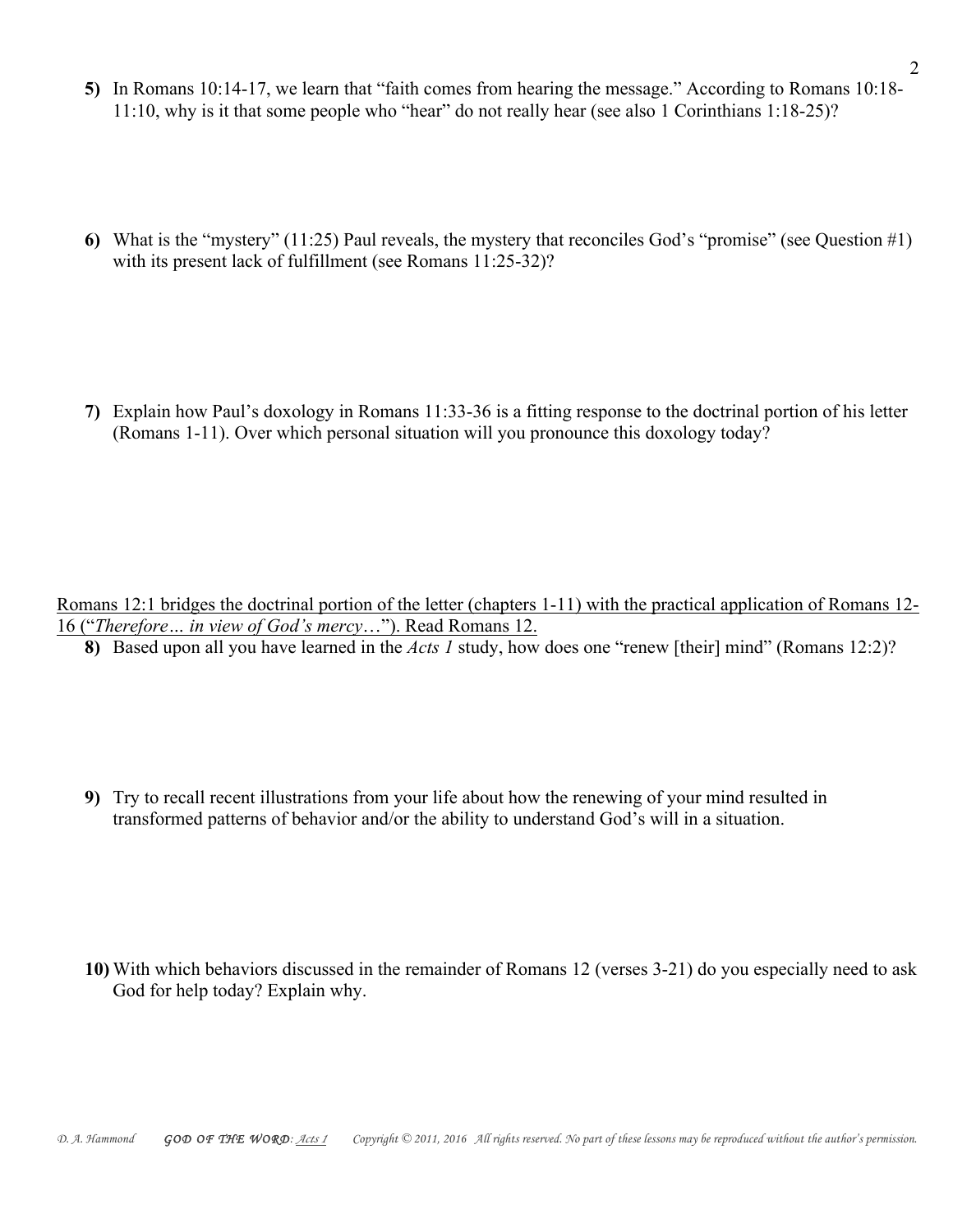**5)** In Romans 10:14-17, we learn that "faith comes from hearing the message." According to Romans 10:18-11:10, why is it that some people who "hear" do not really hear (see also 1 Corinthians 1:18-25)?

**6)** What is the "mystery" (11:25) Paul reveals, the mystery that reconciles God's "promise" (see Question #1) with its present lack of fulfillment (see Romans 11:25-32)?

**7)** Explain how Paul's doxology in Romans 11:33-36 is a fitting response to the doctrinal portion of his letter (Romans 1-11). Over which personal situation will you pronounce this doxology today?

<u>Romans 12:1 bridges the doctrinal portion of the letter (chapters 1-11) with the practical application of Romans 12-16 ("*Therefore… in view of God's mercy*…"). Read Romans 12.</u>

**8)** Based upon all you have learned in the *Acts 1* study, how does one "renew [their] mind" (Romans 12:2)?

**9)** Try to recall recent illustrations from your life about how the renewing of your mind resulted in transformed patterns of behavior and/or the ability to understand God's will in a situation.

**10)** With which behaviors discussed in the remainder of Romans 12 (verses 3-21) do you especially need to ask God for help today? Explain why.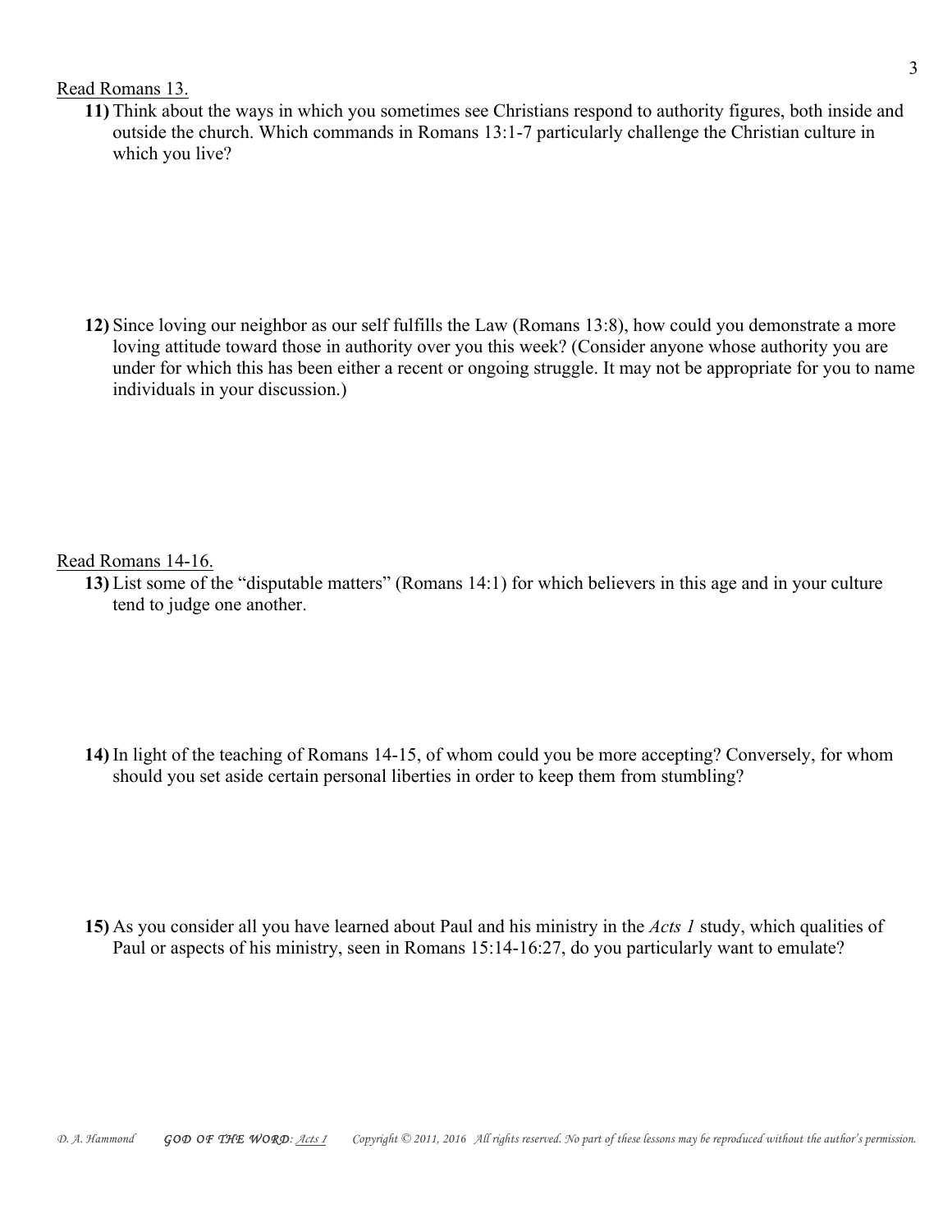Read Romans 13.

**11)** Think about the ways in which you sometimes see Christians respond to authority figures, both inside and outside the church. Which commands in Romans 13:1-7 particularly challenge the Christian culture in which you live?

**12)** Since loving our neighbor as our self fulfills the Law (Romans 13:8), how could you demonstrate a more loving attitude toward those in authority over you this week? (Consider anyone whose authority you are under for which this has been either a recent or ongoing struggle. It may not be appropriate for you to name individuals in your discussion.)

Read Romans 14-16.

**13)** List some of the "disputable matters" (Romans 14:1) for which believers in this age and in your culture tend to judge one another.

**14)** In light of the teaching of Romans 14-15, of whom could you be more accepting? Conversely, for whom should you set aside certain personal liberties in order to keep them from stumbling?

**15)** As you consider all you have learned about Paul and his ministry in the *Acts 1* study, which qualities of Paul or aspects of his ministry, seen in Romans 15:14-16:27, do you particularly want to emulate?